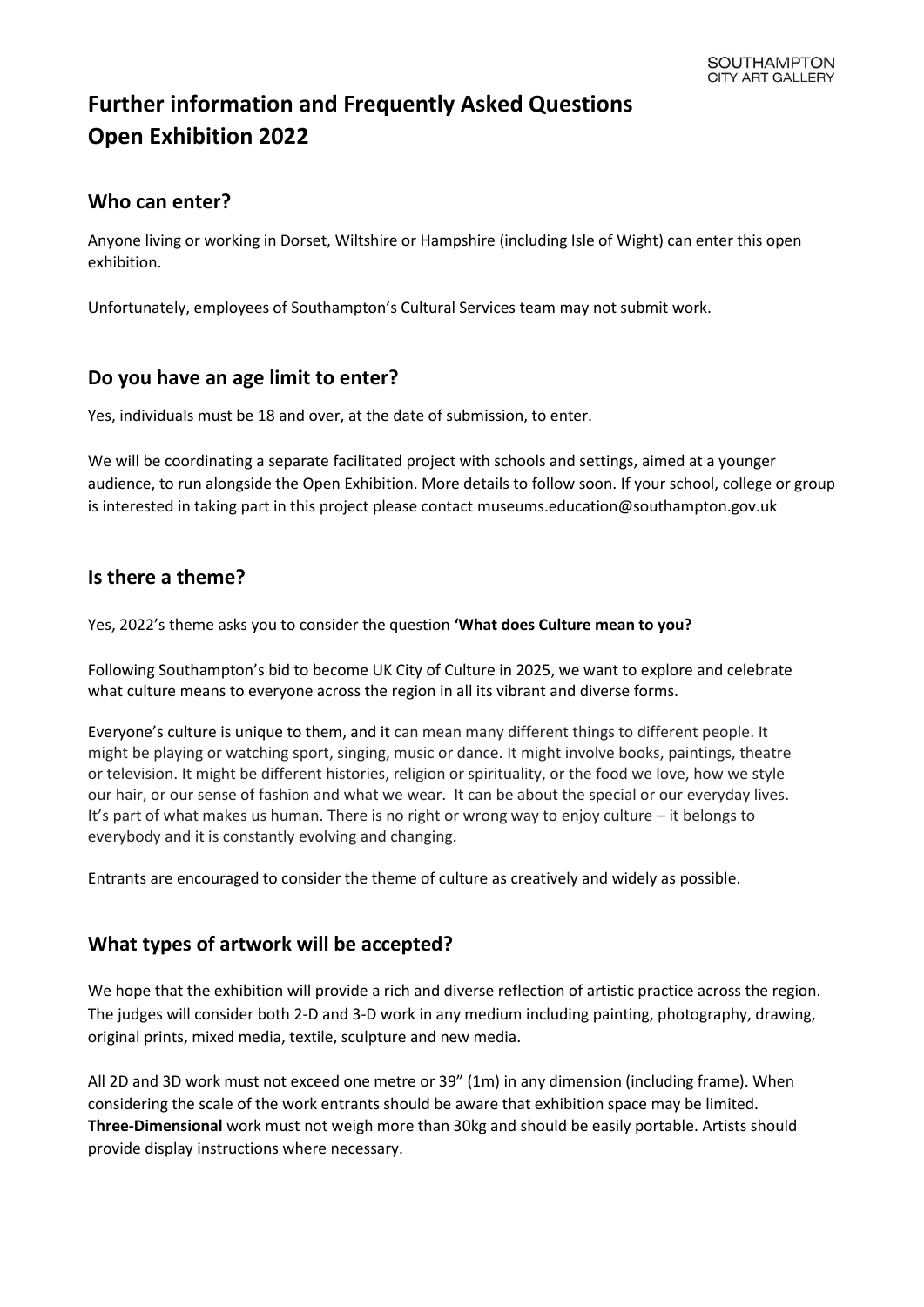# Further information and Frequently Asked Questions
# Open Exhibition 2022

## Who can enter?

Anyone living or working in Dorset, Wiltshire or Hampshire (including Isle of Wight) can enter this open exhibition.

Unfortunately, employees of Southampton's Cultural Services team may not submit work.

## Do you have an age limit to enter?

Yes, individuals must be 18 and over, at the date of submission, to enter.

We will be coordinating a separate facilitated project with schools and settings, aimed at a younger audience, to run alongside the Open Exhibition. More details to follow soon. If your school, college or group is interested in taking part in this project please contact museums.education@southampton.gov.uk

## Is there a theme?

Yes, 2022's theme asks you to consider the question **'What does Culture mean to you?**

Following Southampton's bid to become UK City of Culture in 2025, we want to explore and celebrate what culture means to everyone across the region in all its vibrant and diverse forms.

Everyone's culture is unique to them, and it can mean many different things to different people. It might be playing or watching sport, singing, music or dance. It might involve books, paintings, theatre or television. It might be different histories, religion or spirituality, or the food we love, how we style our hair, or our sense of fashion and what we wear. It can be about the special or our everyday lives. It's part of what makes us human. There is no right or wrong way to enjoy culture – it belongs to everybody and it is constantly evolving and changing.

Entrants are encouraged to consider the theme of culture as creatively and widely as possible.

## What types of artwork will be accepted?

We hope that the exhibition will provide a rich and diverse reflection of artistic practice across the region. The judges will consider both 2-D and 3-D work in any medium including painting, photography, drawing, original prints, mixed media, textile, sculpture and new media.

All 2D and 3D work must not exceed one metre or 39" (1m) in any dimension (including frame). When considering the scale of the work entrants should be aware that exhibition space may be limited. **Three-Dimensional** work must not weigh more than 30kg and should be easily portable. Artists should provide display instructions where necessary.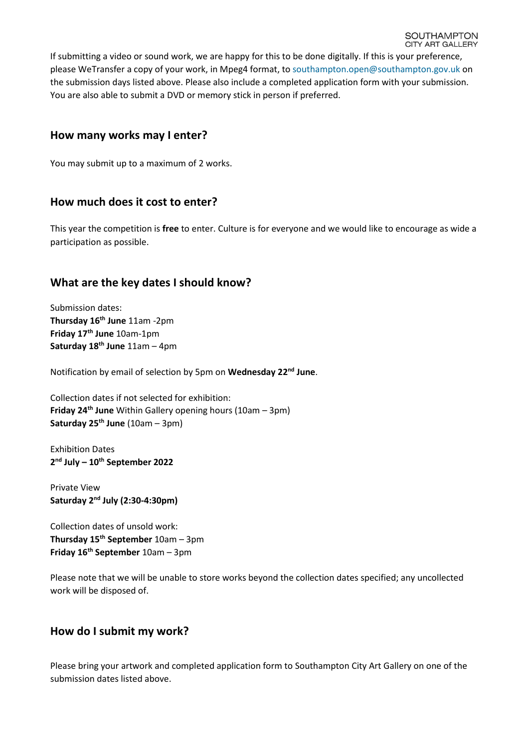If submitting a video or sound work, we are happy for this to be done digitally. If this is your preference, please WeTransfer a copy of your work, in Mpeg4 format, to southampton.open@southampton.gov.uk on the submission days listed above. Please also include a completed application form with your submission. You are also able to submit a DVD or memory stick in person if preferred.

## How many works may I enter?

You may submit up to a maximum of 2 works.

## How much does it cost to enter?

This year the competition is **free** to enter. Culture is for everyone and we would like to encourage as wide a participation as possible.

## What are the key dates I should know?

Submission dates:
**Thursday 16th June** 11am -2pm
**Friday 17th June** 10am-1pm
**Saturday 18th June** 11am – 4pm

Notification by email of selection by 5pm on **Wednesday 22nd June**.

Collection dates if not selected for exhibition:
**Friday 24th June** Within Gallery opening hours (10am – 3pm)
**Saturday 25th June** (10am – 3pm)

Exhibition Dates
**2nd July – 10th September 2022**

Private View
**Saturday 2nd July (2:30-4:30pm)**

Collection dates of unsold work:
**Thursday 15th September** 10am – 3pm
**Friday 16th September** 10am – 3pm

Please note that we will be unable to store works beyond the collection dates specified; any uncollected work will be disposed of.

## How do I submit my work?

Please bring your artwork and completed application form to Southampton City Art Gallery on one of the submission dates listed above.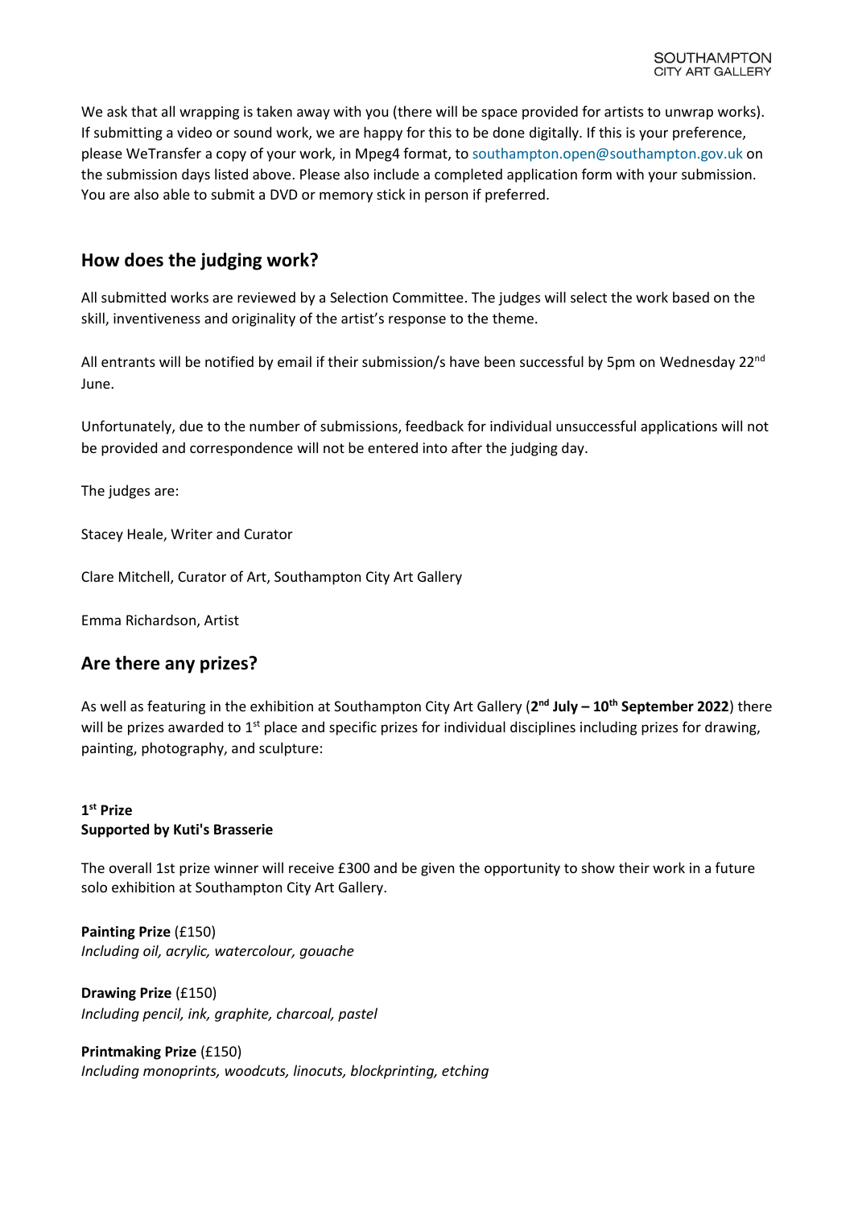We ask that all wrapping is taken away with you (there will be space provided for artists to unwrap works). If submitting a video or sound work, we are happy for this to be done digitally. If this is your preference, please WeTransfer a copy of your work, in Mpeg4 format, to southampton.open@southampton.gov.uk on the submission days listed above. Please also include a completed application form with your submission. You are also able to submit a DVD or memory stick in person if preferred.

## How does the judging work?

All submitted works are reviewed by a Selection Committee. The judges will select the work based on the skill, inventiveness and originality of the artist's response to the theme.

All entrants will be notified by email if their submission/s have been successful by 5pm on Wednesday 22nd June.

Unfortunately, due to the number of submissions, feedback for individual unsuccessful applications will not be provided and correspondence will not be entered into after the judging day.

The judges are:

Stacey Heale, Writer and Curator

Clare Mitchell, Curator of Art, Southampton City Art Gallery

Emma Richardson, Artist

## Are there any prizes?

As well as featuring in the exhibition at Southampton City Art Gallery (**2nd July – 10th September 2022**) there will be prizes awarded to 1st place and specific prizes for individual disciplines including prizes for drawing, painting, photography, and sculpture:

**1st Prize**
**Supported by Kuti's Brasserie**

The overall 1st prize winner will receive £300 and be given the opportunity to show their work in a future solo exhibition at Southampton City Art Gallery.

**Painting Prize** (£150)
*Including oil, acrylic, watercolour, gouache*

**Drawing Prize** (£150)
*Including pencil, ink, graphite, charcoal, pastel*

**Printmaking Prize** (£150)
*Including monoprints, woodcuts, linocuts, blockprinting, etching*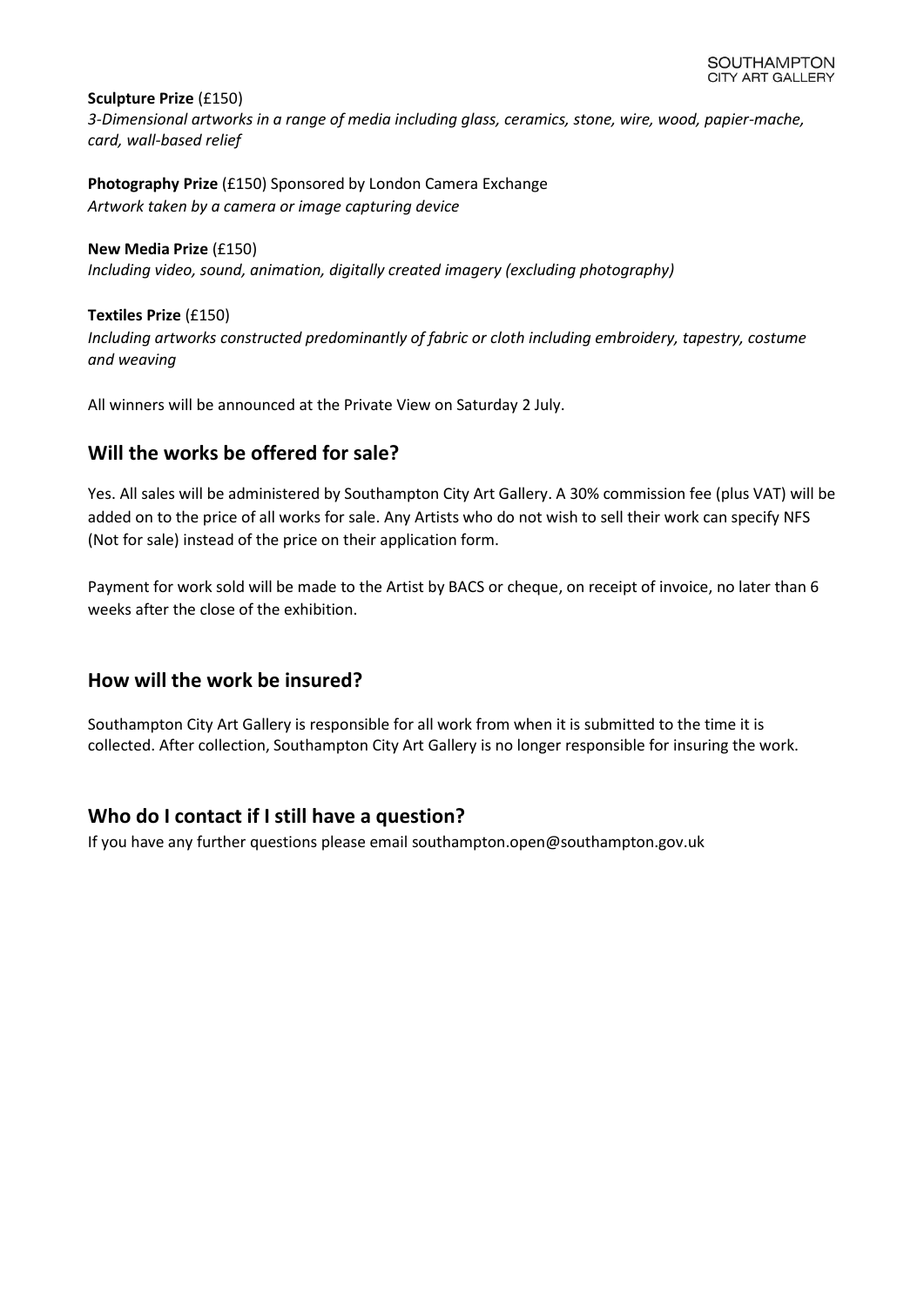**Sculpture Prize** (£150)
*3-Dimensional artworks in a range of media including glass, ceramics, stone, wire, wood, papier-mache, card, wall-based relief*

**Photography Prize** (£150) Sponsored by London Camera Exchange
*Artwork taken by a camera or image capturing device*

**New Media Prize** (£150)
*Including video, sound, animation, digitally created imagery (excluding photography)*

**Textiles Prize** (£150)
*Including artworks constructed predominantly of fabric or cloth including embroidery, tapestry, costume and weaving*

All winners will be announced at the Private View on Saturday 2 July.

## Will the works be offered for sale?

Yes. All sales will be administered by Southampton City Art Gallery. A 30% commission fee (plus VAT) will be added on to the price of all works for sale. Any Artists who do not wish to sell their work can specify NFS (Not for sale) instead of the price on their application form.

Payment for work sold will be made to the Artist by BACS or cheque, on receipt of invoice, no later than 6 weeks after the close of the exhibition.

## How will the work be insured?

Southampton City Art Gallery is responsible for all work from when it is submitted to the time it is collected. After collection, Southampton City Art Gallery is no longer responsible for insuring the work.

## Who do I contact if I still have a question?

If you have any further questions please email southampton.open@southampton.gov.uk